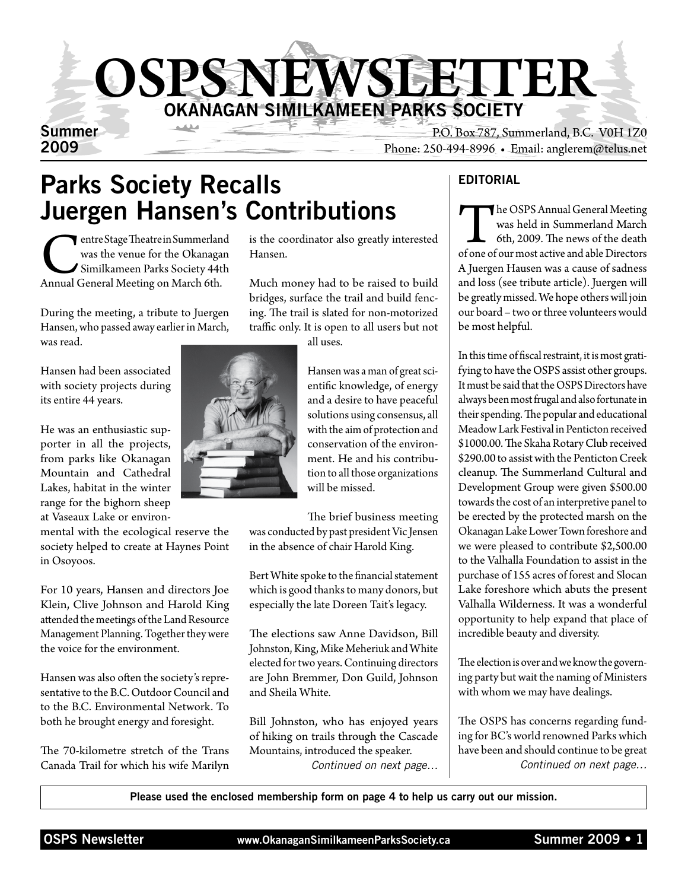# OSPS NEWSLETTER

## OKANAGAN SIMILKAMEEN PARKS SOCIETY

Summer 2009

P.O. Box 787, Summerland, B.C. V0H 1Z0
Phone: 250-494-8996 • Email: anglerem@telus.net

## Parks Society Recalls Juergen Hansen's Contributions

Centre Stage Theatre in Summerland was the venue for the Okanagan Similkameen Parks Society 44th Annual General Meeting on March 6th.

During the meeting, a tribute to Juergen Hansen, who passed away earlier in March, was read.

Hansen had been associated with society projects during its entire 44 years.

He was an enthusiastic supporter in all the projects, from parks like Okanagan Mountain and Cathedral Lakes, habitat in the winter range for the bighorn sheep at Vaseaux Lake or environmental with the ecological reserve the society helped to create at Haynes Point in Osoyoos.

For 10 years, Hansen and directors Joe Klein, Clive Johnson and Harold King attended the meetings of the Land Resource Management Planning. Together they were the voice for the environment.

Hansen was also often the society's representative to the B.C. Outdoor Council and to the B.C. Environmental Network. To both he brought energy and foresight.

The 70-kilometre stretch of the Trans Canada Trail for which his wife Marilyn is the coordinator also greatly interested Hansen.

Much money had to be raised to build bridges, surface the trail and build fencing. The trail is slated for non-motorized traffic only. It is open to all users but not all uses.

Hansen was a man of great scientific knowledge, of energy and a desire to have peaceful solutions using consensus, all with the aim of protection and conservation of the environment. He and his contribution to all those organizations will be missed.

The brief business meeting was conducted by past president Vic Jensen in the absence of chair Harold King.

Bert White spoke to the financial statement which is good thanks to many donors, but especially the late Doreen Tait's legacy.

The elections saw Anne Davidson, Bill Johnston, King, Mike Meheriuk and White elected for two years. Continuing directors are John Bremmer, Don Guild, Johnson and Sheila White.

Bill Johnston, who has enjoyed years of hiking on trails through the Cascade Mountains, introduced the speaker.

*Continued on next page…*

### EDITORIAL

The OSPS Annual General Meeting was held in Summerland March 6th, 2009. The news of the death of one of our most active and able Directors A Juergen Hausen was a cause of sadness and loss (see tribute article). Juergen will be greatly missed. We hope others will join our board – two or three volunteers would be most helpful.

In this time of fiscal restraint, it is most gratifying to have the OSPS assist other groups. It must be said that the OSPS Directors have always been most frugal and also fortunate in their spending. The popular and educational Meadow Lark Festival in Penticton received $1000.00. The Skaha Rotary Club received $290.00 to assist with the Penticton Creek cleanup. The Summerland Cultural and Development Group were given $500.00 towards the cost of an interpretive panel to be erected by the protected marsh on the Okanagan Lake Lower Town foreshore and we were pleased to contribute $2,500.00 to the Valhalla Foundation to assist in the purchase of 155 acres of forest and Slocan Lake foreshore which abuts the present Valhalla Wilderness. It was a wonderful opportunity to help expand that place of incredible beauty and diversity.

The election is over and we know the governing party but wait the naming of Ministers with whom we may have dealings.

The OSPS has concerns regarding funding for BC's world renowned Parks which have been and should continue to be great

*Continued on next page…*

**Please used the enclosed membership form on page 4 to help us carry out our mission.**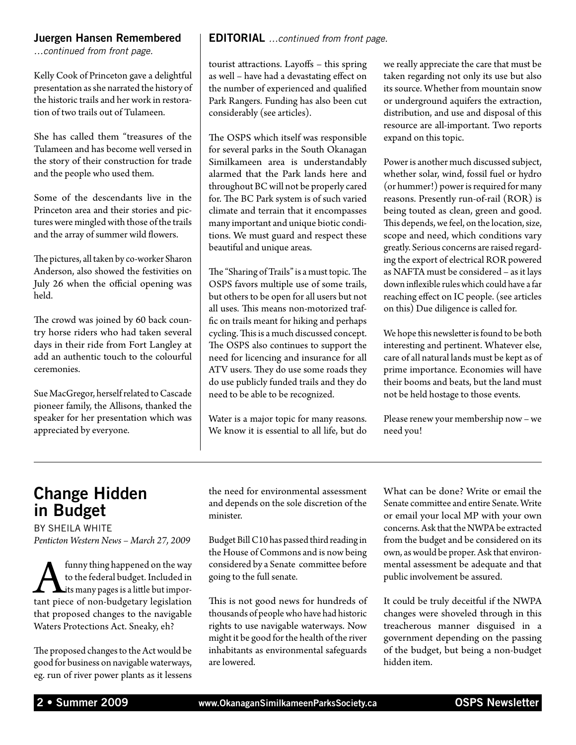## Juergen Hansen Remembered

*...continued from front page.*

Kelly Cook of Princeton gave a delightful presentation as she narrated the history of the historic trails and her work in restoration of two trails out of Tulameen.

She has called them "treasures of the Tulameen and has become well versed in the story of their construction for trade and the people who used them.

Some of the descendants live in the Princeton area and their stories and pictures were mingled with those of the trails and the array of summer wild flowers.

The pictures, all taken by co-worker Sharon Anderson, also showed the festivities on July 26 when the official opening was held.

The crowd was joined by 60 back country horse riders who had taken several days in their ride from Fort Langley at add an authentic touch to the colourful ceremonies.

Sue MacGregor, herself related to Cascade pioneer family, the Allisons, thanked the speaker for her presentation which was appreciated by everyone.

## EDITORIAL *...continued from front page.*

tourist attractions. Layoffs – this spring as well – have had a devastating effect on the number of experienced and qualified Park Rangers. Funding has also been cut considerably (see articles).

The OSPS which itself was responsible for several parks in the South Okanagan Similkameen area is understandably alarmed that the Park lands here and throughout BC will not be properly cared for. The BC Park system is of such varied climate and terrain that it encompasses many important and unique biotic conditions. We must guard and respect these beautiful and unique areas.

The "Sharing of Trails" is a must topic. The OSPS favors multiple use of some trails, but others to be open for all users but not all uses. This means non-motorized traffic on trails meant for hiking and perhaps cycling. This is a much discussed concept. The OSPS also continues to support the need for licencing and insurance for all ATV users. They do use some roads they do use publicly funded trails and they do need to be able to be recognized.

Water is a major topic for many reasons. We know it is essential to all life, but do we really appreciate the care that must be taken regarding not only its use but also its source. Whether from mountain snow or underground aquifers the extraction, distribution, and use and disposal of this resource are all-important. Two reports expand on this topic.

Power is another much discussed subject, whether solar, wind, fossil fuel or hydro (or hummer!) power is required for many reasons. Presently run-of-rail (ROR) is being touted as clean, green and good. This depends, we feel, on the location, size, scope and need, which conditions vary greatly. Serious concerns are raised regarding the export of electrical ROR powered as NAFTA must be considered – as it lays down inflexible rules which could have a far reaching effect on IC people. (see articles on this) Due diligence is called for.

We hope this newsletter is found to be both interesting and pertinent. Whatever else, care of all natural lands must be kept as of prime importance. Economies will have their booms and beats, but the land must not be held hostage to those events.

Please renew your membership now – we need you!

---

# Change Hidden in Budget

BY SHEILA WHITE
*Penticton Western News – March 27, 2009*

A funny thing happened on the way to the federal budget. Included in its many pages is a little but important piece of non-budgetary legislation that proposed changes to the navigable Waters Protections Act. Sneaky, eh?

The proposed changes to the Act would be good for business on navigable waterways, eg. run of river power plants as it lessens the need for environmental assessment and depends on the sole discretion of the minister.

Budget Bill C10 has passed third reading in the House of Commons and is now being considered by a Senate committee before going to the full senate.

This is not good news for hundreds of thousands of people who have had historic rights to use navigable waterways. Now might it be good for the health of the river inhabitants as environmental safeguards are lowered.

What can be done? Write or email the Senate committee and entire Senate. Write or email your local MP with your own concerns. Ask that the NWPA be extracted from the budget and be considered on its own, as would be proper. Ask that environmental assessment be adequate and that public involvement be assured.

It could be truly deceitful if the NWPA changes were shoveled through in this treacherous manner disguised in a government depending on the passing of the budget, but being a non-budget hidden item.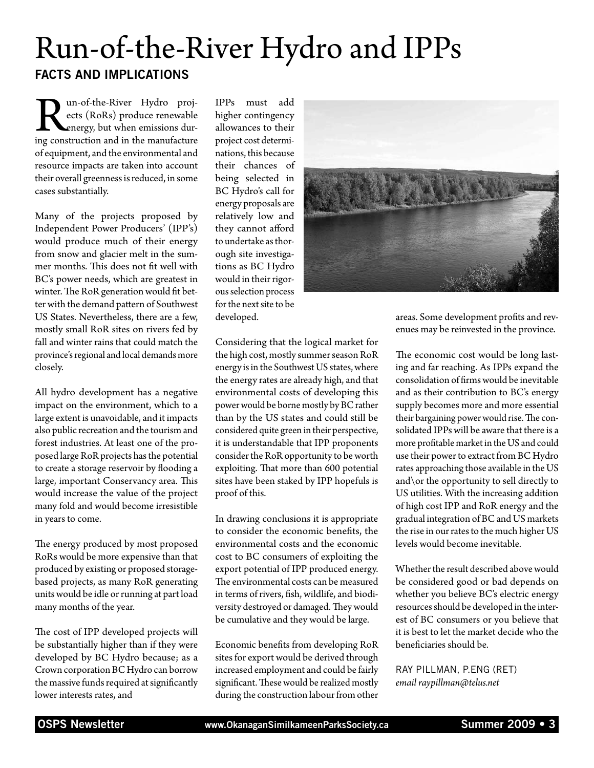# Run-of-the-River Hydro and IPPs

## FACTS AND IMPLICATIONS

Run-of-the-River Hydro projects (RoRs) produce renewable energy, but when emissions during construction and in the manufacture of equipment, and the environmental and resource impacts are taken into account their overall greenness is reduced, in some cases substantially.

Many of the projects proposed by Independent Power Producers' (IPP's) would produce much of their energy from snow and glacier melt in the summer months. This does not fit well with BC's power needs, which are greatest in winter. The RoR generation would fit better with the demand pattern of Southwest US States. Nevertheless, there are a few, mostly small RoR sites on rivers fed by fall and winter rains that could match the province's regional and local demands more closely.

All hydro development has a negative impact on the environment, which to a large extent is unavoidable, and it impacts also public recreation and the tourism and forest industries. At least one of the proposed large RoR projects has the potential to create a storage reservoir by flooding a large, important Conservancy area. This would increase the value of the project many fold and would become irresistible in years to come.

The energy produced by most proposed RoRs would be more expensive than that produced by existing or proposed storage-based projects, as many RoR generating units would be idle or running at part load many months of the year.

The cost of IPP developed projects will be substantially higher than if they were developed by BC Hydro because; as a Crown corporation BC Hydro can borrow the massive funds required at significantly lower interests rates, and IPPs must add higher contingency allowances to their project cost determinations, this because their chances of being selected in BC Hydro's call for energy proposals are relatively low and they cannot afford to undertake as thorough site investigations as BC Hydro would in their rigorous selection process for the next site to be developed.

Considering that the logical market for the high cost, mostly summer season RoR energy is in the Southwest US states, where the energy rates are already high, and that environmental costs of developing this power would be borne mostly by BC rather than by the US states and could still be considered quite green in their perspective, it is understandable that IPP proponents consider the RoR opportunity to be worth exploiting. That more than 600 potential sites have been staked by IPP hopefuls is proof of this.

In drawing conclusions it is appropriate to consider the economic benefits, the environmental costs and the economic cost to BC consumers of exploiting the export potential of IPP produced energy. The environmental costs can be measured in terms of rivers, fish, wildlife, and biodiversity destroyed or damaged. They would be cumulative and they would be large.

Economic benefits from developing RoR sites for export would be derived through increased employment and could be fairly significant. These would be realized mostly during the construction labour from other areas. Some development profits and revenues may be reinvested in the province.

The economic cost would be long lasting and far reaching. As IPPs expand the consolidation of firms would be inevitable and as their contribution to BC's energy supply becomes more and more essential their bargaining power would rise. The consolidated IPPs will be aware that there is a more profitable market in the US and could use their power to extract from BC Hydro rates approaching those available in the US and\or the opportunity to sell directly to US utilities. With the increasing addition of high cost IPP and RoR energy and the gradual integration of BC and US markets the rise in our rates to the much higher US levels would become inevitable.

Whether the result described above would be considered good or bad depends on whether you believe BC's electric energy resources should be developed in the interest of BC consumers or you believe that it is best to let the market decide who the beneficiaries should be.

RAY PILLMAN, P.ENG (RET)
*email raypillman@telus.net*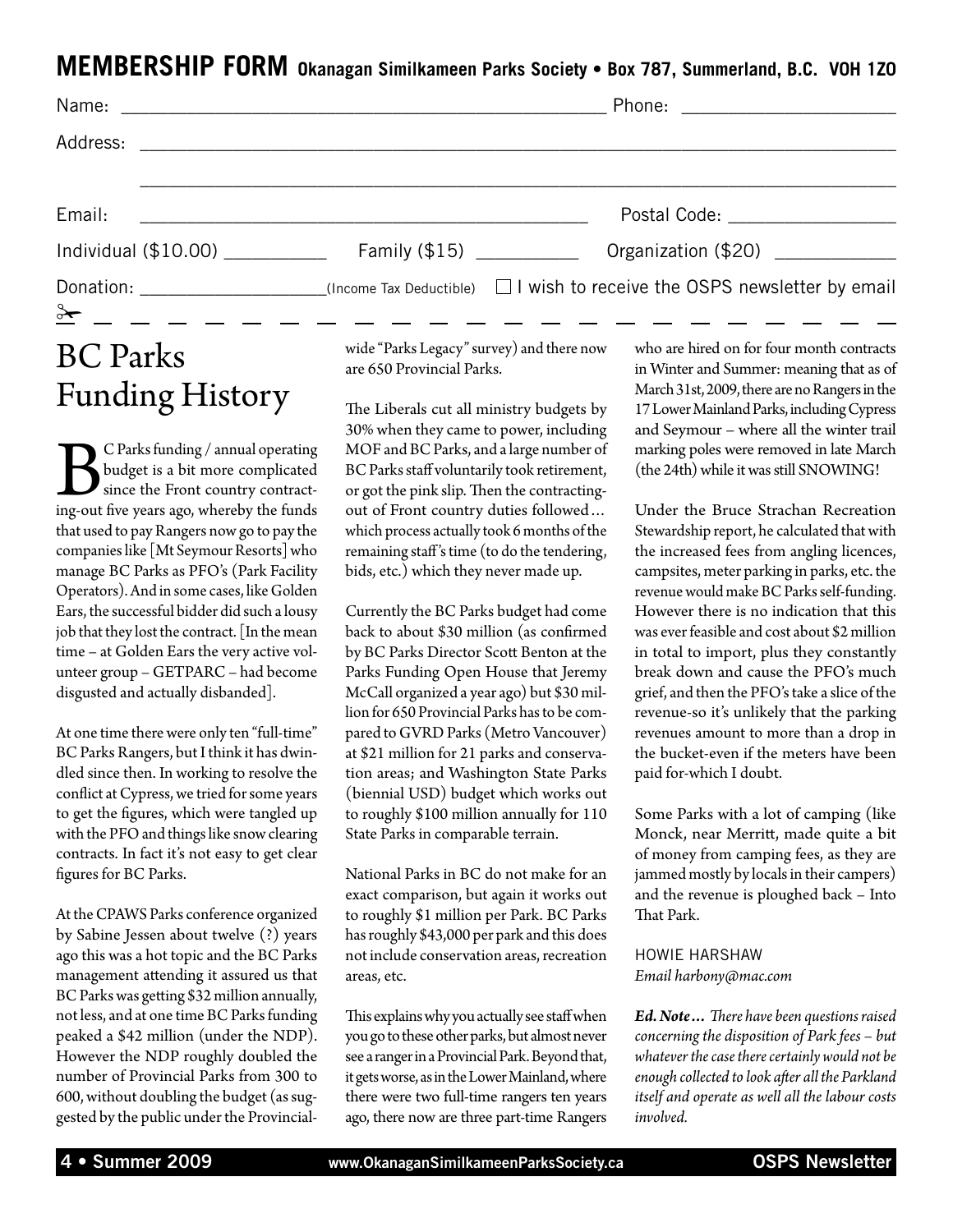## MEMBERSHIP FORM Okanagan Similkameen Parks Society • Box 787, Summerland, B.C. V0H 1Z0

Name: ______________________________________________ Phone: ____________________

Address: ____________________________________________________________________

____________________________________________________________________

Email: __________________________________________ Postal Code: _______________

Individual ($10.00) __________ Family ($15) __________ Organization ($20) ____________

Donation: ____________________(Income Tax Deductible) ☐ I wish to receive the OSPS newsletter by email

# BC Parks Funding History

BC Parks funding / annual operating budget is a bit more complicated since the Front country contracting-out five years ago, whereby the funds that used to pay Rangers now go to pay the companies like [Mt Seymour Resorts] who manage BC Parks as PFO's (Park Facility Operators). And in some cases, like Golden Ears, the successful bidder did such a lousy job that they lost the contract. [In the mean time – at Golden Ears the very active volunteer group – GETPARC – had become disgusted and actually disbanded].

At one time there were only ten "full-time" BC Parks Rangers, but I think it has dwindled since then. In working to resolve the conflict at Cypress, we tried for some years to get the figures, which were tangled up with the PFO and things like snow clearing contracts. In fact it's not easy to get clear figures for BC Parks.

At the CPAWS Parks conference organized by Sabine Jessen about twelve (?) years ago this was a hot topic and the BC Parks management attending it assured us that BC Parks was getting $32 million annually, not less, and at one time BC Parks funding peaked a $42 million (under the NDP). However the NDP roughly doubled the number of Provincial Parks from 300 to 600, without doubling the budget (as suggested by the public under the Provincial-wide "Parks Legacy" survey) and there now are 650 Provincial Parks.

The Liberals cut all ministry budgets by 30% when they came to power, including MOF and BC Parks, and a large number of BC Parks staff voluntarily took retirement, or got the pink slip. Then the contracting-out of Front country duties followed… which process actually took 6 months of the remaining staff's time (to do the tendering, bids, etc.) which they never made up.

Currently the BC Parks budget had come back to about $30 million (as confirmed by BC Parks Director Scott Benton at the Parks Funding Open House that Jeremy McCall organized a year ago) but $30 million for 650 Provincial Parks has to be compared to GVRD Parks (Metro Vancouver) at $21 million for 21 parks and conservation areas; and Washington State Parks (biennial USD) budget which works out to roughly $100 million annually for 110 State Parks in comparable terrain.

National Parks in BC do not make for an exact comparison, but again it works out to roughly $1 million per Park. BC Parks has roughly $43,000 per park and this does not include conservation areas, recreation areas, etc.

This explains why you actually see staff when you go to these other parks, but almost never see a ranger in a Provincial Park. Beyond that, it gets worse, as in the Lower Mainland, where there were two full-time rangers ten years ago, there now are three part-time Rangers who are hired on for four month contracts in Winter and Summer: meaning that as of March 31st, 2009, there are no Rangers in the 17 Lower Mainland Parks, including Cypress and Seymour – where all the winter trail marking poles were removed in late March (the 24th) while it was still SNOWING!

Under the Bruce Strachan Recreation Stewardship report, he calculated that with the increased fees from angling licences, campsites, meter parking in parks, etc. the revenue would make BC Parks self-funding. However there is no indication that this was ever feasible and cost about $2 million in total to import, plus they constantly break down and cause the PFO's much grief, and then the PFO's take a slice of the revenue-so it's unlikely that the parking revenues amount to more than a drop in the bucket-even if the meters have been paid for-which I doubt.

Some Parks with a lot of camping (like Monck, near Merritt, made quite a bit of money from camping fees, as they are jammed mostly by locals in their campers) and the revenue is ploughed back – Into That Park.

HOWIE HARSHAW
*Email harbony@mac.com*

***Ed. Note…*** *There have been questions raised concerning the disposition of Park fees – but whatever the case there certainly would not be enough collected to look after all the Parkland itself and operate as well all the labour costs involved.*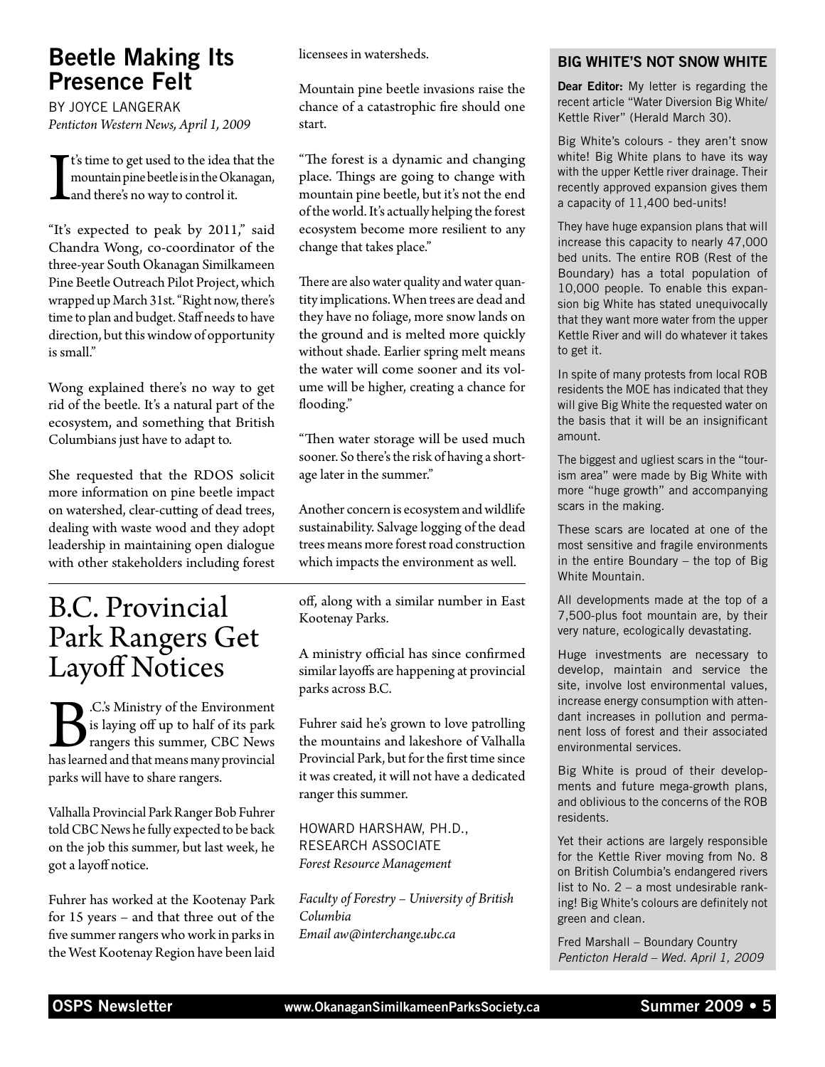## Beetle Making Its Presence Felt

BY JOYCE LANGERAK
*Penticton Western News, April 1, 2009*

It's time to get used to the idea that the mountain pine beetle is in the Okanagan, and there's no way to control it.

"It's expected to peak by 2011," said Chandra Wong, co-coordinator of the three-year South Okanagan Similkameen Pine Beetle Outreach Pilot Project, which wrapped up March 31st. "Right now, there's time to plan and budget. Staff needs to have direction, but this window of opportunity is small."

Wong explained there's no way to get rid of the beetle. It's a natural part of the ecosystem, and something that British Columbians just have to adapt to.

She requested that the RDOS solicit more information on pine beetle impact on watershed, clear-cutting of dead trees, dealing with waste wood and they adopt leadership in maintaining open dialogue with other stakeholders including forest licensees in watersheds.

Mountain pine beetle invasions raise the chance of a catastrophic fire should one start.

"The forest is a dynamic and changing place. Things are going to change with mountain pine beetle, but it's not the end of the world. It's actually helping the forest ecosystem become more resilient to any change that takes place."

There are also water quality and water quantity implications. When trees are dead and they have no foliage, more snow lands on the ground and is melted more quickly without shade. Earlier spring melt means the water will come sooner and its volume will be higher, creating a chance for flooding."

"Then water storage will be used much sooner. So there's the risk of having a shortage later in the summer."

Another concern is ecosystem and wildlife sustainability. Salvage logging of the dead trees means more forest road construction which impacts the environment as well.

# B.C. Provincial Park Rangers Get Layoff Notices

B.C.'s Ministry of the Environment is laying off up to half of its park rangers this summer, CBC News has learned and that means many provincial parks will have to share rangers.

Valhalla Provincial Park Ranger Bob Fuhrer told CBC News he fully expected to be back on the job this summer, but last week, he got a layoff notice.

Fuhrer has worked at the Kootenay Park for 15 years – and that three out of the five summer rangers who work in parks in the West Kootenay Region have been laid off, along with a similar number in East Kootenay Parks.

A ministry official has since confirmed similar layoffs are happening at provincial parks across B.C.

Fuhrer said he's grown to love patrolling the mountains and lakeshore of Valhalla Provincial Park, but for the first time since it was created, it will not have a dedicated ranger this summer.

HOWARD HARSHAW, PH.D., RESEARCH ASSOCIATE
*Forest Resource Management*

*Faculty of Forestry – University of British Columbia*
*Email aw@interchange.ubc.ca*

### BIG WHITE'S NOT SNOW WHITE

**Dear Editor:** My letter is regarding the recent article "Water Diversion Big White/ Kettle River" (Herald March 30).

Big White's colours - they aren't snow white! Big White plans to have its way with the upper Kettle river drainage. Their recently approved expansion gives them a capacity of 11,400 bed-units!

They have huge expansion plans that will increase this capacity to nearly 47,000 bed units. The entire ROB (Rest of the Boundary) has a total population of 10,000 people. To enable this expansion big White has stated unequivocally that they want more water from the upper Kettle River and will do whatever it takes to get it.

In spite of many protests from local ROB residents the MOE has indicated that they will give Big White the requested water on the basis that it will be an insignificant amount.

The biggest and ugliest scars in the "tourism area" were made by Big White with more "huge growth" and accompanying scars in the making.

These scars are located at one of the most sensitive and fragile environments in the entire Boundary – the top of Big White Mountain.

All developments made at the top of a 7,500-plus foot mountain are, by their very nature, ecologically devastating.

Huge investments are necessary to develop, maintain and service the site, involve lost environmental values, increase energy consumption with attendant increases in pollution and permanent loss of forest and their associated environmental services.

Big White is proud of their developments and future mega-growth plans, and oblivious to the concerns of the ROB residents.

Yet their actions are largely responsible for the Kettle River moving from No. 8 on British Columbia's endangered rivers list to No. 2 – a most undesirable ranking! Big White's colours are definitely not green and clean.

Fred Marshall – Boundary Country
*Penticton Herald – Wed. April 1, 2009*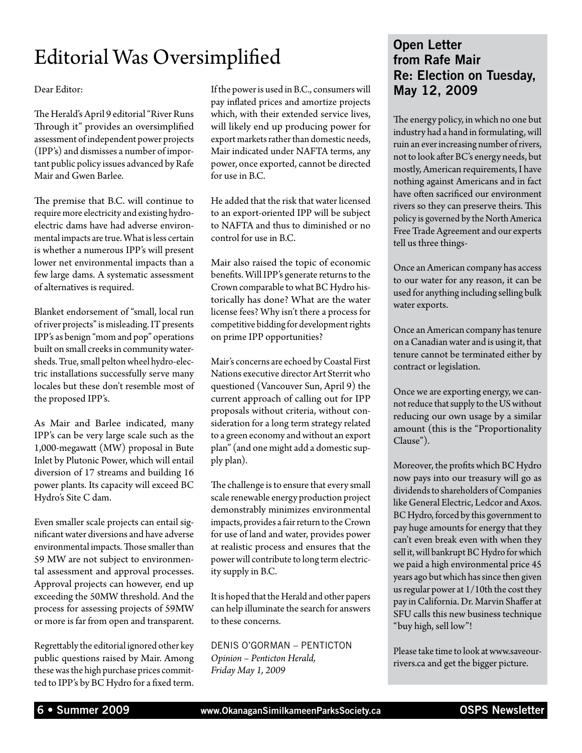# Editorial Was Oversimplified

Dear Editor:

The Herald's April 9 editorial "River Runs Through it" provides an oversimplified assessment of independent power projects (IPP's) and dismisses a number of important public policy issues advanced by Rafe Mair and Gwen Barlee.

The premise that B.C. will continue to require more electricity and existing hydroelectric dams have had adverse environmental impacts are true. What is less certain is whether a numerous IPP's will present lower net environmental impacts than a few large dams. A systematic assessment of alternatives is required.

Blanket endorsement of "small, local run of river projects" is misleading. IT presents IPP's as benign "mom and pop" operations built on small creeks in community watersheds. True, small pelton wheel hydro-electric installations successfully serve many locales but these don't resemble most of the proposed IPP's.

As Mair and Barlee indicated, many IPP's can be very large scale such as the 1,000-megawatt (MW) proposal in Bute Inlet by Plutonic Power, which will entail diversion of 17 streams and building 16 power plants. Its capacity will exceed BC Hydro's Site C dam.

Even smaller scale projects can entail significant water diversions and have adverse environmental impacts. Those smaller than 59 MW are not subject to environmental assessment and approval processes. Approval projects can however, end up exceeding the 50MW threshold. And the process for assessing projects of 59MW or more is far from open and transparent.

Regrettably the editorial ignored other key public questions raised by Mair. Among these was the high purchase prices committed to IPP's by BC Hydro for a fixed term. If the power is used in B.C., consumers will pay inflated prices and amortize projects which, with their extended service lives, will likely end up producing power for export markets rather than domestic needs, Mair indicated under NAFTA terms, any power, once exported, cannot be directed for use in B.C.

He added that the risk that water licensed to an export-oriented IPP will be subject to NAFTA and thus to diminished or no control for use in B.C.

Mair also raised the topic of economic benefits. Will IPP's generate returns to the Crown comparable to what BC Hydro historically has done? What are the water license fees? Why isn't there a process for competitive bidding for development rights on prime IPP opportunities?

Mair's concerns are echoed by Coastal First Nations executive director Art Sterrit who questioned (Vancouver Sun, April 9) the current approach of calling out for IPP proposals without criteria, without consideration for a long term strategy related to a green economy and without an export plan" (and one might add a domestic supply plan).

The challenge is to ensure that every small scale renewable energy production project demonstrably minimizes environmental impacts, provides a fair return to the Crown for use of land and water, provides power at realistic process and ensures that the power will contribute to long term electricity supply in B.C.

It is hoped that the Herald and other papers can help illuminate the search for answers to these concerns.

DENIS O'GORMAN – PENTICTON
*Opinion – Penticton Herald, Friday May 1, 2009*

## Open Letter from Rafe Mair Re: Election on Tuesday, May 12, 2009

The energy policy, in which no one but industry had a hand in formulating, will ruin an ever increasing number of rivers, not to look after BC's energy needs, but mostly, American requirements, I have nothing against Americans and in fact have often sacrificed our environment rivers so they can preserve theirs. This policy is governed by the North America Free Trade Agreement and our experts tell us three things-

Once an American company has access to our water for any reason, it can be used for anything including selling bulk water exports.

Once an American company has tenure on a Canadian water and is using it, that tenure cannot be terminated either by contract or legislation.

Once we are exporting energy, we cannot reduce that supply to the US without reducing our own usage by a similar amount (this is the "Proportionality Clause").

Moreover, the profits which BC Hydro now pays into our treasury will go as dividends to shareholders of Companies like General Electric, Ledcor and Axos. BC Hydro, forced by this government to pay huge amounts for energy that they can't even break even with when they sell it, will bankrupt BC Hydro for which we paid a high environmental price 45 years ago but which has since then given us regular power at 1/10th the cost they pay in California. Dr. Marvin Shaffer at SFU calls this new business technique "buy high, sell low"!

Please take time to look at www.saveourrivers.ca and get the bigger picture.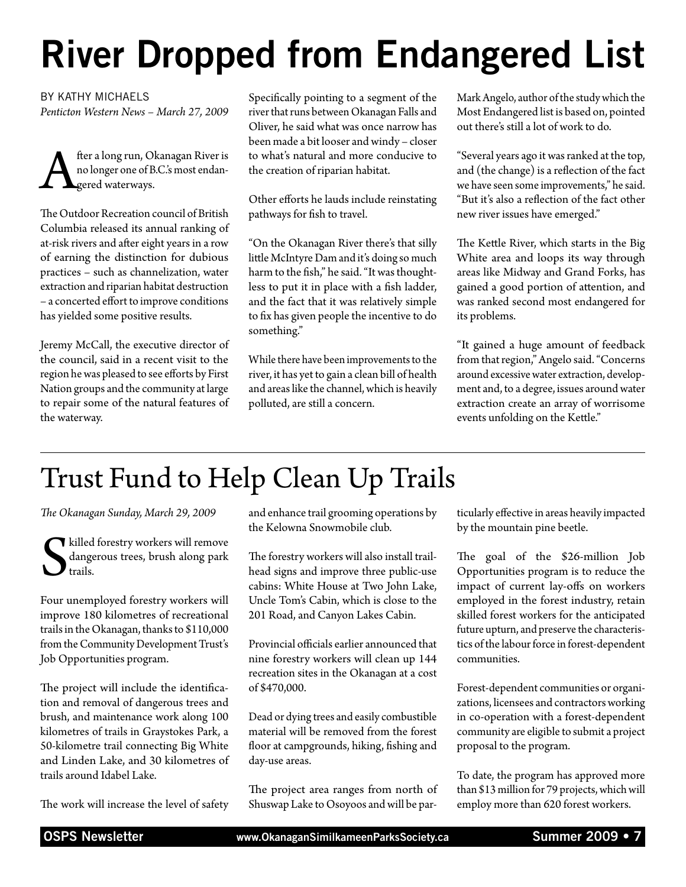# River Dropped from Endangered List

BY KATHY MICHAELS
*Penticton Western News – March 27, 2009*

After a long run, Okanagan River is no longer one of B.C.'s most endangered waterways.

The Outdoor Recreation council of British Columbia released its annual ranking of at-risk rivers and after eight years in a row of earning the distinction for dubious practices – such as channelization, water extraction and riparian habitat destruction – a concerted effort to improve conditions has yielded some positive results.

Jeremy McCall, the executive director of the council, said in a recent visit to the region he was pleased to see efforts by First Nation groups and the community at large to repair some of the natural features of the waterway.

Specifically pointing to a segment of the river that runs between Okanagan Falls and Oliver, he said what was once narrow has been made a bit looser and windy – closer to what's natural and more conducive to the creation of riparian habitat.

Other efforts he lauds include reinstating pathways for fish to travel.

"On the Okanagan River there's that silly little McIntyre Dam and it's doing so much harm to the fish," he said. "It was thoughtless to put it in place with a fish ladder, and the fact that it was relatively simple to fix has given people the incentive to do something."

While there have been improvements to the river, it has yet to gain a clean bill of health and areas like the channel, which is heavily polluted, are still a concern.

Mark Angelo, author of the study which the Most Endangered list is based on, pointed out there's still a lot of work to do.

"Several years ago it was ranked at the top, and (the change) is a reflection of the fact we have seen some improvements," he said. "But it's also a reflection of the fact other new river issues have emerged."

The Kettle River, which starts in the Big White area and loops its way through areas like Midway and Grand Forks, has gained a good portion of attention, and was ranked second most endangered for its problems.

"It gained a huge amount of feedback from that region," Angelo said. "Concerns around excessive water extraction, development and, to a degree, issues around water extraction create an array of worrisome events unfolding on the Kettle."

# Trust Fund to Help Clean Up Trails

*The Okanagan Sunday, March 29, 2009*

Skilled forestry workers will remove dangerous trees, brush along park trails.

Four unemployed forestry workers will improve 180 kilometres of recreational trails in the Okanagan, thanks to $110,000 from the Community Development Trust's Job Opportunities program.

The project will include the identification and removal of dangerous trees and brush, and maintenance work along 100 kilometres of trails in Graystokes Park, a 50-kilometre trail connecting Big White and Linden Lake, and 30 kilometres of trails around Idabel Lake.

The work will increase the level of safety and enhance trail grooming operations by the Kelowna Snowmobile club.

The forestry workers will also install trailhead signs and improve three public-use cabins: White House at Two John Lake, Uncle Tom's Cabin, which is close to the 201 Road, and Canyon Lakes Cabin.

Provincial officials earlier announced that nine forestry workers will clean up 144 recreation sites in the Okanagan at a cost of $470,000.

Dead or dying trees and easily combustible material will be removed from the forest floor at campgrounds, hiking, fishing and day-use areas.

The project area ranges from north of Shuswap Lake to Osoyoos and will be particularly effective in areas heavily impacted by the mountain pine beetle.

The goal of the $26-million Job Opportunities program is to reduce the impact of current lay-offs on workers employed in the forest industry, retain skilled forest workers for the anticipated future upturn, and preserve the characteristics of the labour force in forest-dependent communities.

Forest-dependent communities or organizations, licensees and contractors working in co-operation with a forest-dependent community are eligible to submit a project proposal to the program.

To date, the program has approved more than $13 million for 79 projects, which will employ more than 620 forest workers.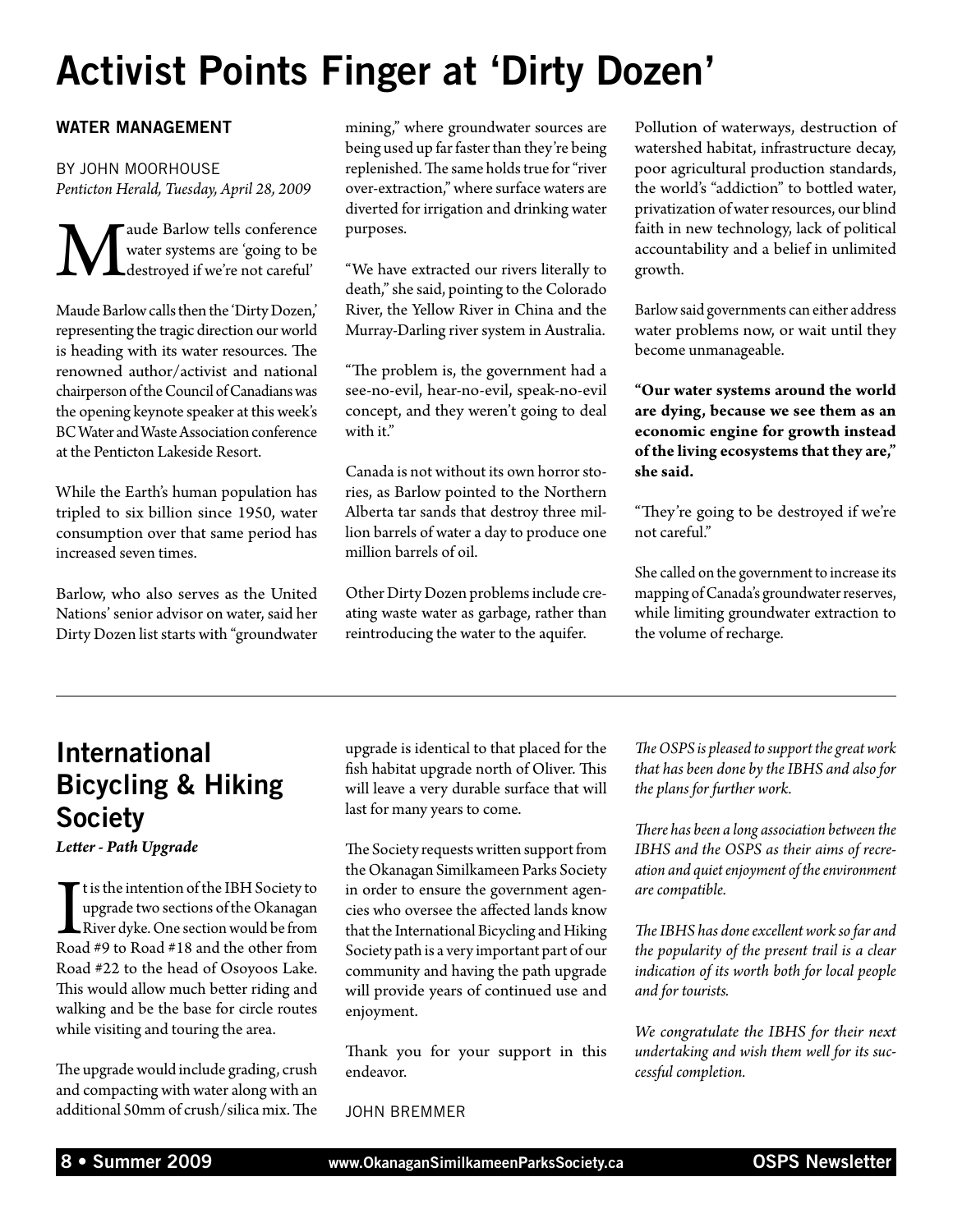# Activist Points Finger at 'Dirty Dozen'

**WATER MANAGEMENT**

BY JOHN MOORHOUSE
*Penticton Herald, Tuesday, April 28, 2009*

Maude Barlow tells conference water systems are 'going to be destroyed if we're not careful'

Maude Barlow calls then the 'Dirty Dozen,' representing the tragic direction our world is heading with its water resources. The renowned author/activist and national chairperson of the Council of Canadians was the opening keynote speaker at this week's BC Water and Waste Association conference at the Penticton Lakeside Resort.

While the Earth's human population has tripled to six billion since 1950, water consumption over that same period has increased seven times.

Barlow, who also serves as the United Nations' senior advisor on water, said her Dirty Dozen list starts with "groundwater mining," where groundwater sources are being used up far faster than they're being replenished. The same holds true for "river over-extraction," where surface waters are diverted for irrigation and drinking water purposes.

"We have extracted our rivers literally to death," she said, pointing to the Colorado River, the Yellow River in China and the Murray-Darling river system in Australia.

"The problem is, the government had a see-no-evil, hear-no-evil, speak-no-evil concept, and they weren't going to deal with it."

Canada is not without its own horror stories, as Barlow pointed to the Northern Alberta tar sands that destroy three million barrels of water a day to produce one million barrels of oil.

Other Dirty Dozen problems include creating waste water as garbage, rather than reintroducing the water to the aquifer.

Pollution of waterways, destruction of watershed habitat, infrastructure decay, poor agricultural production standards, the world's "addiction" to bottled water, privatization of water resources, our blind faith in new technology, lack of political accountability and a belief in unlimited growth.

Barlow said governments can either address water problems now, or wait until they become unmanageable.

**"Our water systems around the world are dying, because we see them as an economic engine for growth instead of the living ecosystems that they are," she said.**

"They're going to be destroyed if we're not careful."

She called on the government to increase its mapping of Canada's groundwater reserves, while limiting groundwater extraction to the volume of recharge.

---

## International Bicycling & Hiking Society

***Letter - Path Upgrade***

It is the intention of the IBH Society to upgrade two sections of the Okanagan River dyke. One section would be from Road #9 to Road #18 and the other from Road #22 to the head of Osoyoos Lake. This would allow much better riding and walking and be the base for circle routes while visiting and touring the area.

The upgrade would include grading, crush and compacting with water along with an additional 50mm of crush/silica mix. The upgrade is identical to that placed for the fish habitat upgrade north of Oliver. This will leave a very durable surface that will last for many years to come.

The Society requests written support from the Okanagan Similkameen Parks Society in order to ensure the government agencies who oversee the affected lands know that the International Bicycling and Hiking Society path is a very important part of our community and having the path upgrade will provide years of continued use and enjoyment.

Thank you for your support in this endeavor.

JOHN BREMMER

*The OSPS is pleased to support the great work that has been done by the IBHS and also for the plans for further work.*

*There has been a long association between the IBHS and the OSPS as their aims of recreation and quiet enjoyment of the environment are compatible.*

*The IBHS has done excellent work so far and the popularity of the present trail is a clear indication of its worth both for local people and for tourists.*

*We congratulate the IBHS for their next undertaking and wish them well for its successful completion.*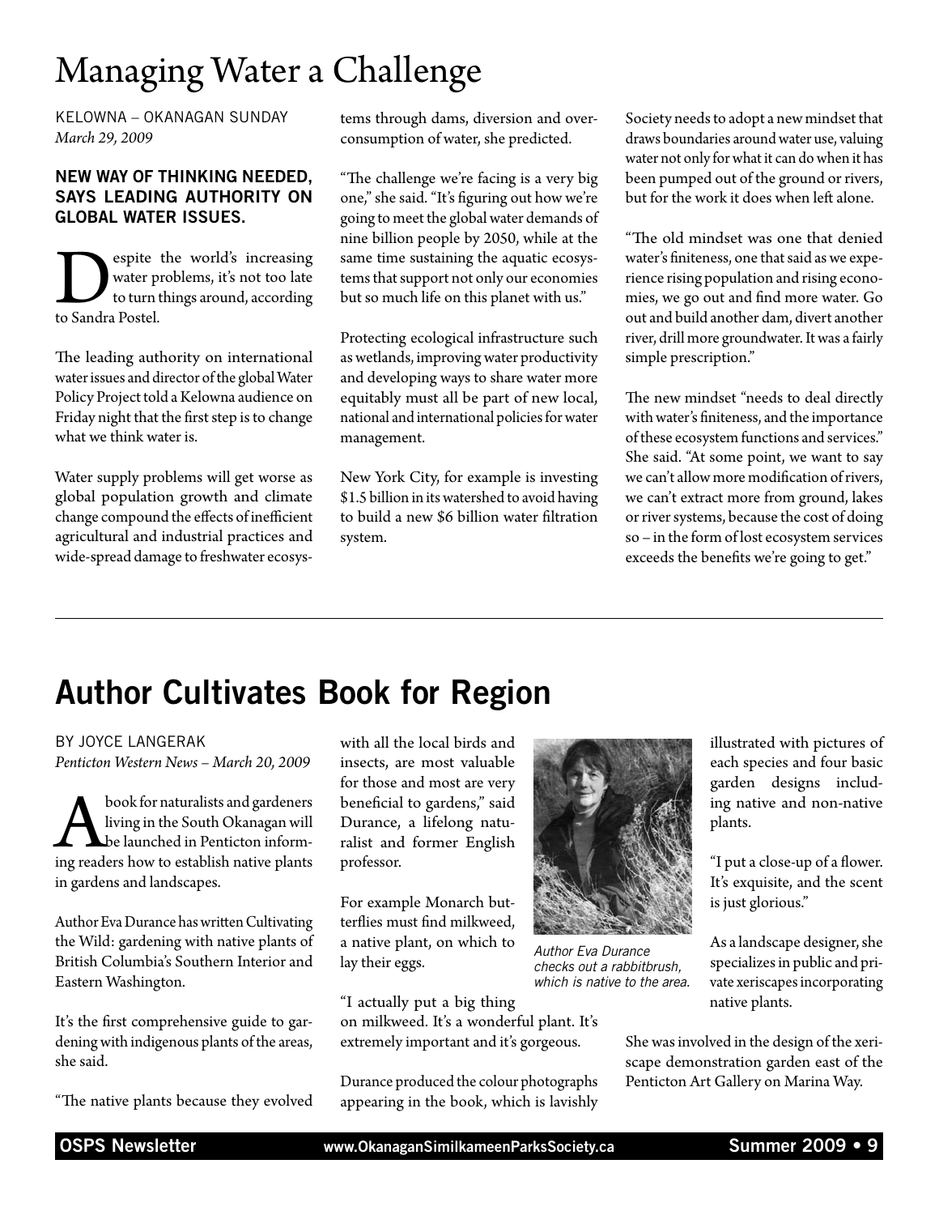# Managing Water a Challenge

KELOWNA – OKANAGAN SUNDAY
*March 29, 2009*

**NEW WAY OF THINKING NEEDED, SAYS LEADING AUTHORITY ON GLOBAL WATER ISSUES.**

Despite the world's increasing water problems, it's not too late to turn things around, according to Sandra Postel.

The leading authority on international water issues and director of the global Water Policy Project told a Kelowna audience on Friday night that the first step is to change what we think water is.

Water supply problems will get worse as global population growth and climate change compound the effects of inefficient agricultural and industrial practices and wide-spread damage to freshwater ecosystems through dams, diversion and overconsumption of water, she predicted.

"The challenge we're facing is a very big one," she said. "It's figuring out how we're going to meet the global water demands of nine billion people by 2050, while at the same time sustaining the aquatic ecosystems that support not only our economies but so much life on this planet with us."

Protecting ecological infrastructure such as wetlands, improving water productivity and developing ways to share water more equitably must all be part of new local, national and international policies for water management.

New York City, for example is investing $1.5 billion in its watershed to avoid having to build a new $6 billion water filtration system.

Society needs to adopt a new mindset that draws boundaries around water use, valuing water not only for what it can do when it has been pumped out of the ground or rivers, but for the work it does when left alone.

"The old mindset was one that denied water's finiteness, one that said as we experience rising population and rising economies, we go out and find more water. Go out and build another dam, divert another river, drill more groundwater. It was a fairly simple prescription."

The new mindset "needs to deal directly with water's finiteness, and the importance of these ecosystem functions and services." She said. "At some point, we want to say we can't allow more modification of rivers, we can't extract more from ground, lakes or river systems, because the cost of doing so – in the form of lost ecosystem services exceeds the benefits we're going to get."

---

# Author Cultivates Book for Region

BY JOYCE LANGERAK
*Penticton Western News – March 20, 2009*

A book for naturalists and gardeners living in the South Okanagan will be launched in Penticton informing readers how to establish native plants in gardens and landscapes.

Author Eva Durance has written Cultivating the Wild: gardening with native plants of British Columbia's Southern Interior and Eastern Washington.

It's the first comprehensive guide to gardening with indigenous plants of the areas, she said.

"The native plants because they evolved with all the local birds and insects, are most valuable for those and most are very beneficial to gardens," said Durance, a lifelong naturalist and former English professor.

For example Monarch butterflies must find milkweed, a native plant, on which to lay their eggs.

"I actually put a big thing on milkweed. It's a wonderful plant. It's extremely important and it's gorgeous.

Durance produced the colour photographs appearing in the book, which is lavishly illustrated with pictures of each species and four basic garden designs including native and non-native plants.

*Author Eva Durance checks out a rabbitbrush, which is native to the area.*

"I put a close-up of a flower. It's exquisite, and the scent is just glorious."

As a landscape designer, she specializes in public and private xeriscapes incorporating native plants.

She was involved in the design of the xeriscape demonstration garden east of the Penticton Art Gallery on Marina Way.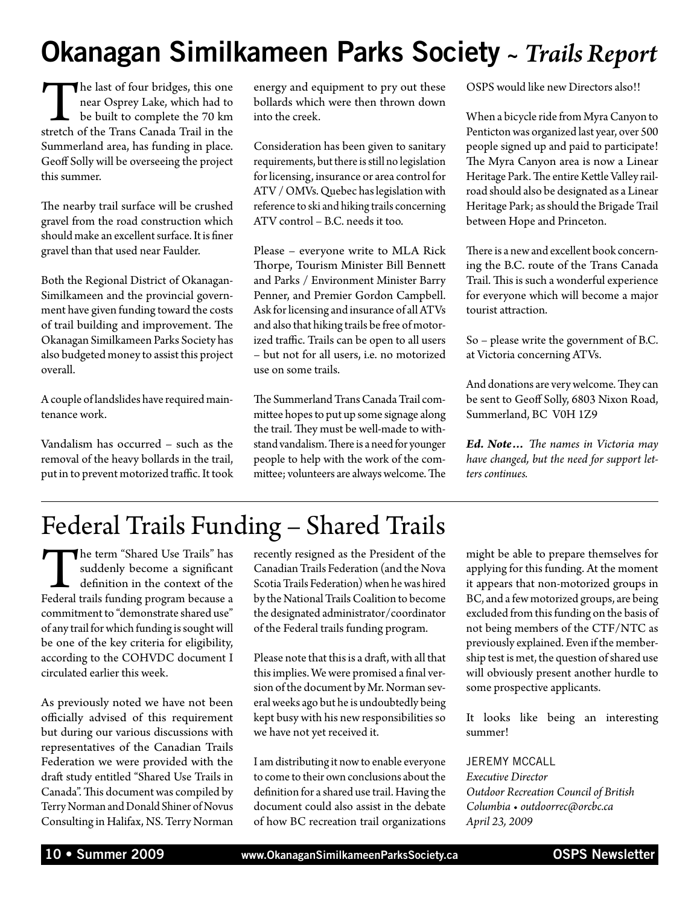# Okanagan Similkameen Parks Society ~ *Trails Report*

The last of four bridges, this one near Osprey Lake, which had to be built to complete the 70 km stretch of the Trans Canada Trail in the Summerland area, has funding in place. Geoff Solly will be overseeing the project this summer.

The nearby trail surface will be crushed gravel from the road construction which should make an excellent surface. It is finer gravel than that used near Faulder.

Both the Regional District of Okanagan-Similkameen and the provincial government have given funding toward the costs of trail building and improvement. The Okanagan Similkameen Parks Society has also budgeted money to assist this project overall.

A couple of landslides have required maintenance work.

Vandalism has occurred – such as the removal of the heavy bollards in the trail, put in to prevent motorized traffic. It took energy and equipment to pry out these bollards which were then thrown down into the creek.

Consideration has been given to sanitary requirements, but there is still no legislation for licensing, insurance or area control for ATV / OMVs. Quebec has legislation with reference to ski and hiking trails concerning ATV control – B.C. needs it too.

Please – everyone write to MLA Rick Thorpe, Tourism Minister Bill Bennett and Parks / Environment Minister Barry Penner, and Premier Gordon Campbell. Ask for licensing and insurance of all ATVs and also that hiking trails be free of motorized traffic. Trails can be open to all users – but not for all users, i.e. no motorized use on some trails.

The Summerland Trans Canada Trail committee hopes to put up some signage along the trail. They must be well-made to withstand vandalism. There is a need for younger people to help with the work of the committee; volunteers are always welcome. The OSPS would like new Directors also!!

When a bicycle ride from Myra Canyon to Penticton was organized last year, over 500 people signed up and paid to participate! The Myra Canyon area is now a Linear Heritage Park. The entire Kettle Valley railroad should also be designated as a Linear Heritage Park; as should the Brigade Trail between Hope and Princeton.

There is a new and excellent book concerning the B.C. route of the Trans Canada Trail. This is such a wonderful experience for everyone which will become a major tourist attraction.

So – please write the government of B.C. at Victoria concerning ATVs.

And donations are very welcome. They can be sent to Geoff Solly, 6803 Nixon Road, Summerland, BC V0H 1Z9

***Ed. Note…*** *The names in Victoria may have changed, but the need for support letters continues.*

# Federal Trails Funding – Shared Trails

The term "Shared Use Trails" has suddenly become a significant definition in the context of the Federal trails funding program because a commitment to "demonstrate shared use" of any trail for which funding is sought will be one of the key criteria for eligibility, according to the COHVDC document I circulated earlier this week.

As previously noted we have not been officially advised of this requirement but during our various discussions with representatives of the Canadian Trails Federation we were provided with the draft study entitled "Shared Use Trails in Canada". This document was compiled by Terry Norman and Donald Shiner of Novus Consulting in Halifax, NS. Terry Norman recently resigned as the President of the Canadian Trails Federation (and the Nova Scotia Trails Federation) when he was hired by the National Trails Coalition to become the designated administrator/coordinator of the Federal trails funding program.

Please note that this is a draft, with all that this implies. We were promised a final version of the document by Mr. Norman several weeks ago but he is undoubtedly being kept busy with his new responsibilities so we have not yet received it.

I am distributing it now to enable everyone to come to their own conclusions about the definition for a shared use trail. Having the document could also assist in the debate of how BC recreation trail organizations might be able to prepare themselves for applying for this funding. At the moment it appears that non-motorized groups in BC, and a few motorized groups, are being excluded from this funding on the basis of not being members of the CTF/NTC as previously explained. Even if the membership test is met, the question of shared use will obviously present another hurdle to some prospective applicants.

It looks like being an interesting summer!

JEREMY MCCALL  
*Executive Director*  
*Outdoor Recreation Council of British Columbia • outdoorrec@orcbc.ca*  
*April 23, 2009*